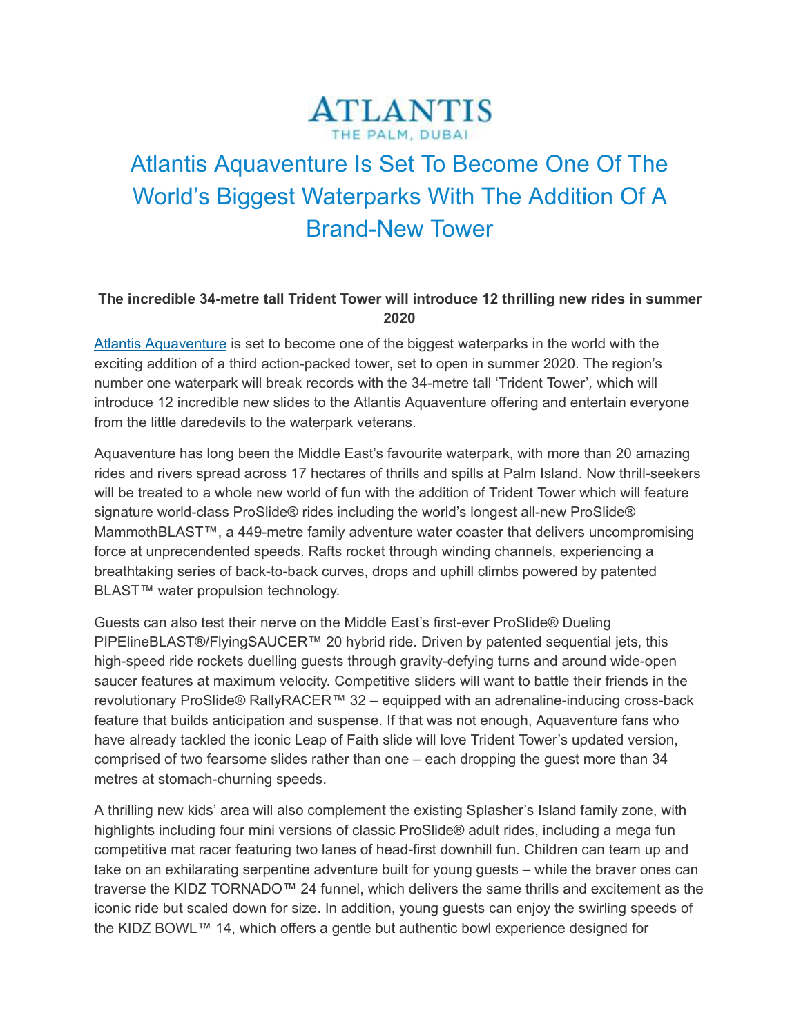ATLANTIS
THE PALM, DUBAI

# Atlantis Aquaventure Is Set To Become One Of The World's Biggest Waterparks With The Addition Of A Brand-New Tower

**The incredible 34-metre tall Trident Tower will introduce 12 thrilling new rides in summer 2020**

[Atlantis Aquaventure](#) is set to become one of the biggest waterparks in the world with the exciting addition of a third action-packed tower, set to open in summer 2020. The region's number one waterpark will break records with the 34-metre tall 'Trident Tower', which will introduce 12 incredible new slides to the Atlantis Aquaventure offering and entertain everyone from the little daredevils to the waterpark veterans.

Aquaventure has long been the Middle East's favourite waterpark, with more than 20 amazing rides and rivers spread across 17 hectares of thrills and spills at Palm Island. Now thrill-seekers will be treated to a whole new world of fun with the addition of Trident Tower which will feature signature world-class ProSlide® rides including the world's longest all-new ProSlide® MammothBLAST™, a 449-metre family adventure water coaster that delivers uncompromising force at unprecendented speeds. Rafts rocket through winding channels, experiencing a breathtaking series of back-to-back curves, drops and uphill climbs powered by patented BLAST™ water propulsion technology.

Guests can also test their nerve on the Middle East's first-ever ProSlide® Dueling PIPElineBLAST®/FlyingSAUCER™ 20 hybrid ride. Driven by patented sequential jets, this high-speed ride rockets duelling guests through gravity-defying turns and around wide-open saucer features at maximum velocity. Competitive sliders will want to battle their friends in the revolutionary ProSlide® RallyRACER™ 32 – equipped with an adrenaline-inducing cross-back feature that builds anticipation and suspense. If that was not enough, Aquaventure fans who have already tackled the iconic Leap of Faith slide will love Trident Tower's updated version, comprised of two fearsome slides rather than one – each dropping the guest more than 34 metres at stomach-churning speeds.

A thrilling new kids' area will also complement the existing Splasher's Island family zone, with highlights including four mini versions of classic ProSlide® adult rides, including a mega fun competitive mat racer featuring two lanes of head-first downhill fun. Children can team up and take on an exhilarating serpentine adventure built for young guests – while the braver ones can traverse the KIDZ TORNADO™ 24 funnel, which delivers the same thrills and excitement as the iconic ride but scaled down for size. In addition, young guests can enjoy the swirling speeds of the KIDZ BOWL™ 14, which offers a gentle but authentic bowl experience designed for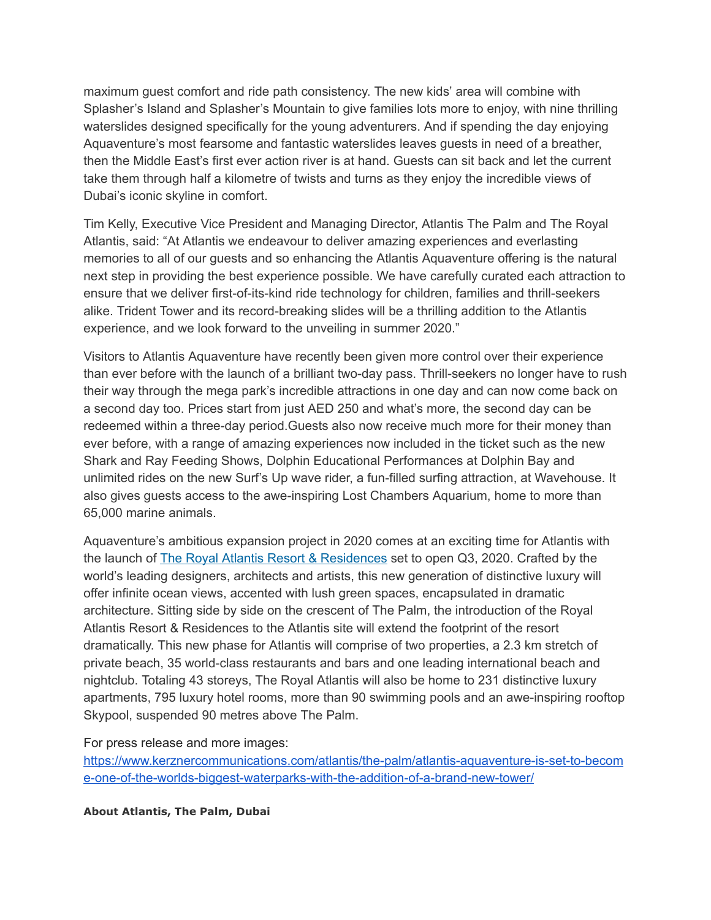maximum guest comfort and ride path consistency. The new kids' area will combine with Splasher's Island and Splasher's Mountain to give families lots more to enjoy, with nine thrilling waterslides designed specifically for the young adventurers. And if spending the day enjoying Aquaventure's most fearsome and fantastic waterslides leaves guests in need of a breather, then the Middle East's first ever action river is at hand. Guests can sit back and let the current take them through half a kilometre of twists and turns as they enjoy the incredible views of Dubai's iconic skyline in comfort.

Tim Kelly, Executive Vice President and Managing Director, Atlantis The Palm and The Royal Atlantis, said: "At Atlantis we endeavour to deliver amazing experiences and everlasting memories to all of our guests and so enhancing the Atlantis Aquaventure offering is the natural next step in providing the best experience possible. We have carefully curated each attraction to ensure that we deliver first-of-its-kind ride technology for children, families and thrill-seekers alike. Trident Tower and its record-breaking slides will be a thrilling addition to the Atlantis experience, and we look forward to the unveiling in summer 2020."

Visitors to Atlantis Aquaventure have recently been given more control over their experience than ever before with the launch of a brilliant two-day pass. Thrill-seekers no longer have to rush their way through the mega park's incredible attractions in one day and can now come back on a second day too. Prices start from just AED 250 and what's more, the second day can be redeemed within a three-day period.Guests also now receive much more for their money than ever before, with a range of amazing experiences now included in the ticket such as the new Shark and Ray Feeding Shows, Dolphin Educational Performances at Dolphin Bay and unlimited rides on the new Surf's Up wave rider, a fun-filled surfing attraction, at Wavehouse. It also gives guests access to the awe-inspiring Lost Chambers Aquarium, home to more than 65,000 marine animals.

Aquaventure's ambitious expansion project in 2020 comes at an exciting time for Atlantis with the launch of The Royal Atlantis Resort & Residences set to open Q3, 2020. Crafted by the world's leading designers, architects and artists, this new generation of distinctive luxury will offer infinite ocean views, accented with lush green spaces, encapsulated in dramatic architecture. Sitting side by side on the crescent of The Palm, the introduction of the Royal Atlantis Resort & Residences to the Atlantis site will extend the footprint of the resort dramatically. This new phase for Atlantis will comprise of two properties, a 2.3 km stretch of private beach, 35 world-class restaurants and bars and one leading international beach and nightclub. Totaling 43 storeys, The Royal Atlantis will also be home to 231 distinctive luxury apartments, 795 luxury hotel rooms, more than 90 swimming pools and an awe-inspiring rooftop Skypool, suspended 90 metres above The Palm.

For press release and more images:
https://www.kerznercommunications.com/atlantis/the-palm/atlantis-aquaventure-is-set-to-become-one-of-the-worlds-biggest-waterparks-with-the-addition-of-a-brand-new-tower/

**About Atlantis, The Palm, Dubai**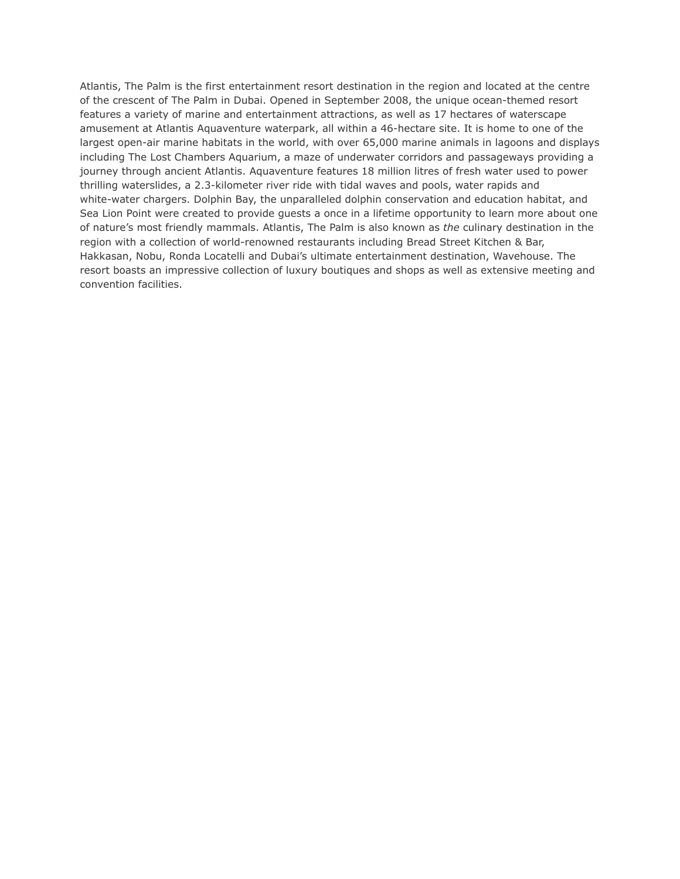Atlantis, The Palm is the first entertainment resort destination in the region and located at the centre of the crescent of The Palm in Dubai. Opened in September 2008, the unique ocean-themed resort features a variety of marine and entertainment attractions, as well as 17 hectares of waterscape amusement at Atlantis Aquaventure waterpark, all within a 46-hectare site. It is home to one of the largest open-air marine habitats in the world, with over 65,000 marine animals in lagoons and displays including The Lost Chambers Aquarium, a maze of underwater corridors and passageways providing a journey through ancient Atlantis. Aquaventure features 18 million litres of fresh water used to power thrilling waterslides, a 2.3-kilometer river ride with tidal waves and pools, water rapids and white-water chargers. Dolphin Bay, the unparalleled dolphin conservation and education habitat, and Sea Lion Point were created to provide guests a once in a lifetime opportunity to learn more about one of nature's most friendly mammals. Atlantis, The Palm is also known as *the* culinary destination in the region with a collection of world-renowned restaurants including Bread Street Kitchen & Bar, Hakkasan, Nobu, Ronda Locatelli and Dubai's ultimate entertainment destination, Wavehouse. The resort boasts an impressive collection of luxury boutiques and shops as well as extensive meeting and convention facilities.